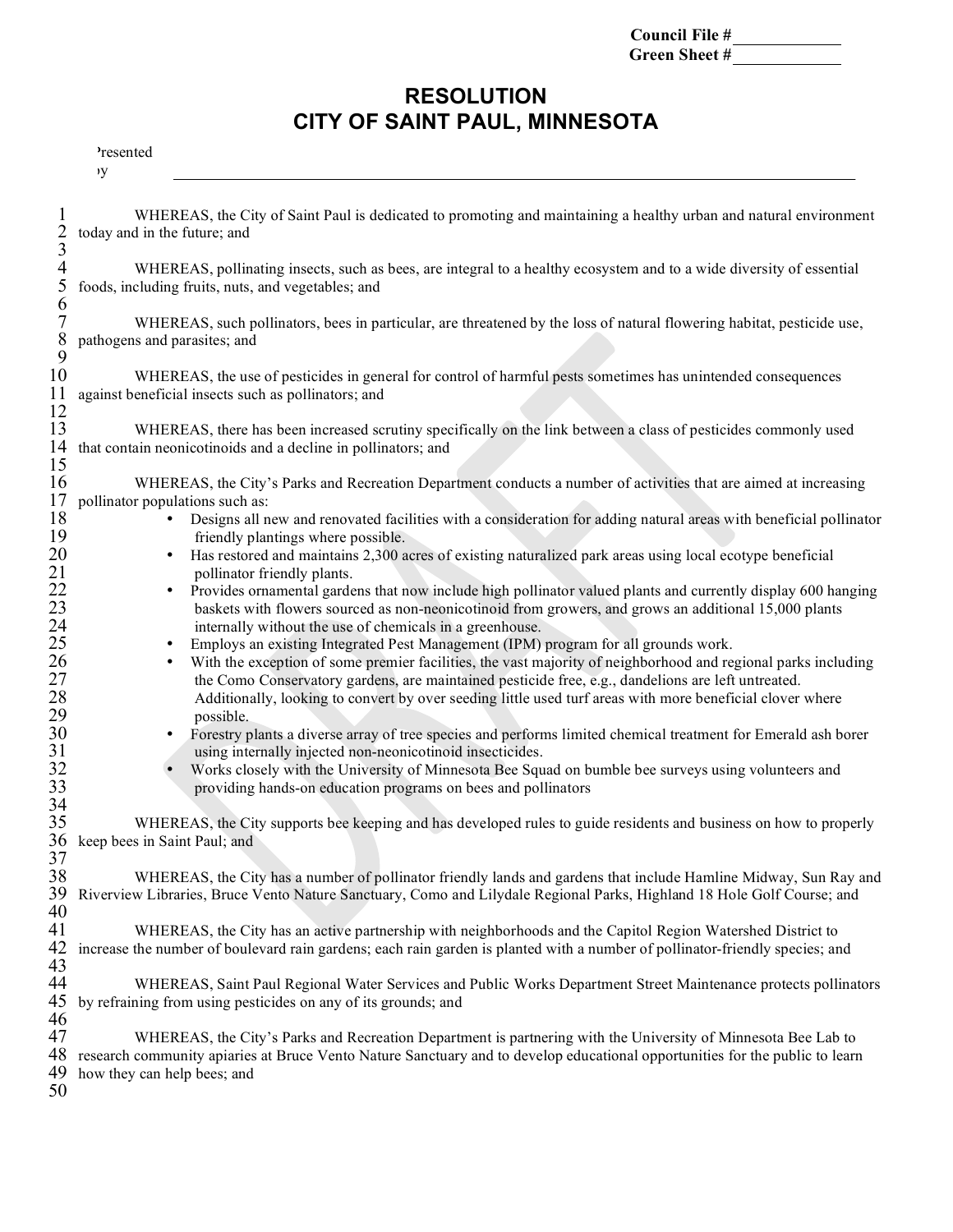Council File # ____________
Green Sheet # ____________

# RESOLUTION
# CITY OF SAINT PAUL, MINNESOTA

Presented By ________________________________________________

WHEREAS, the City of Saint Paul is dedicated to promoting and maintaining a healthy urban and natural environment today and in the future; and

WHEREAS, pollinating insects, such as bees, are integral to a healthy ecosystem and to a wide diversity of essential foods, including fruits, nuts, and vegetables; and

WHEREAS, such pollinators, bees in particular, are threatened by the loss of natural flowering habitat, pesticide use, pathogens and parasites; and

WHEREAS, the use of pesticides in general for control of harmful pests sometimes has unintended consequences against beneficial insects such as pollinators; and

WHEREAS, there has been increased scrutiny specifically on the link between a class of pesticides commonly used that contain neonicotinoids and a decline in pollinators; and

WHEREAS, the City's Parks and Recreation Department conducts a number of activities that are aimed at increasing pollinator populations such as:

- Designs all new and renovated facilities with a consideration for adding natural areas with beneficial pollinator friendly plantings where possible.
- Has restored and maintains 2,300 acres of existing naturalized park areas using local ecotype beneficial pollinator friendly plants.
- Provides ornamental gardens that now include high pollinator valued plants and currently display 600 hanging baskets with flowers sourced as non-neonicotinoid from growers, and grows an additional 15,000 plants internally without the use of chemicals in a greenhouse.
- Employs an existing Integrated Pest Management (IPM) program for all grounds work.
- With the exception of some premier facilities, the vast majority of neighborhood and regional parks including the Como Conservatory gardens, are maintained pesticide free, e.g., dandelions are left untreated. Additionally, looking to convert by over seeding little used turf areas with more beneficial clover where possible.
- Forestry plants a diverse array of tree species and performs limited chemical treatment for Emerald ash borer using internally injected non-neonicotinoid insecticides.
- Works closely with the University of Minnesota Bee Squad on bumble bee surveys using volunteers and providing hands-on education programs on bees and pollinators

WHEREAS, the City supports bee keeping and has developed rules to guide residents and business on how to properly keep bees in Saint Paul; and

WHEREAS, the City has a number of pollinator friendly lands and gardens that include Hamline Midway, Sun Ray and Riverview Libraries, Bruce Vento Nature Sanctuary, Como and Lilydale Regional Parks, Highland 18 Hole Golf Course; and

WHEREAS, the City has an active partnership with neighborhoods and the Capitol Region Watershed District to increase the number of boulevard rain gardens; each rain garden is planted with a number of pollinator-friendly species; and

WHEREAS, Saint Paul Regional Water Services and Public Works Department Street Maintenance protects pollinators by refraining from using pesticides on any of its grounds; and

WHEREAS, the City's Parks and Recreation Department is partnering with the University of Minnesota Bee Lab to research community apiaries at Bruce Vento Nature Sanctuary and to develop educational opportunities for the public to learn how they can help bees; and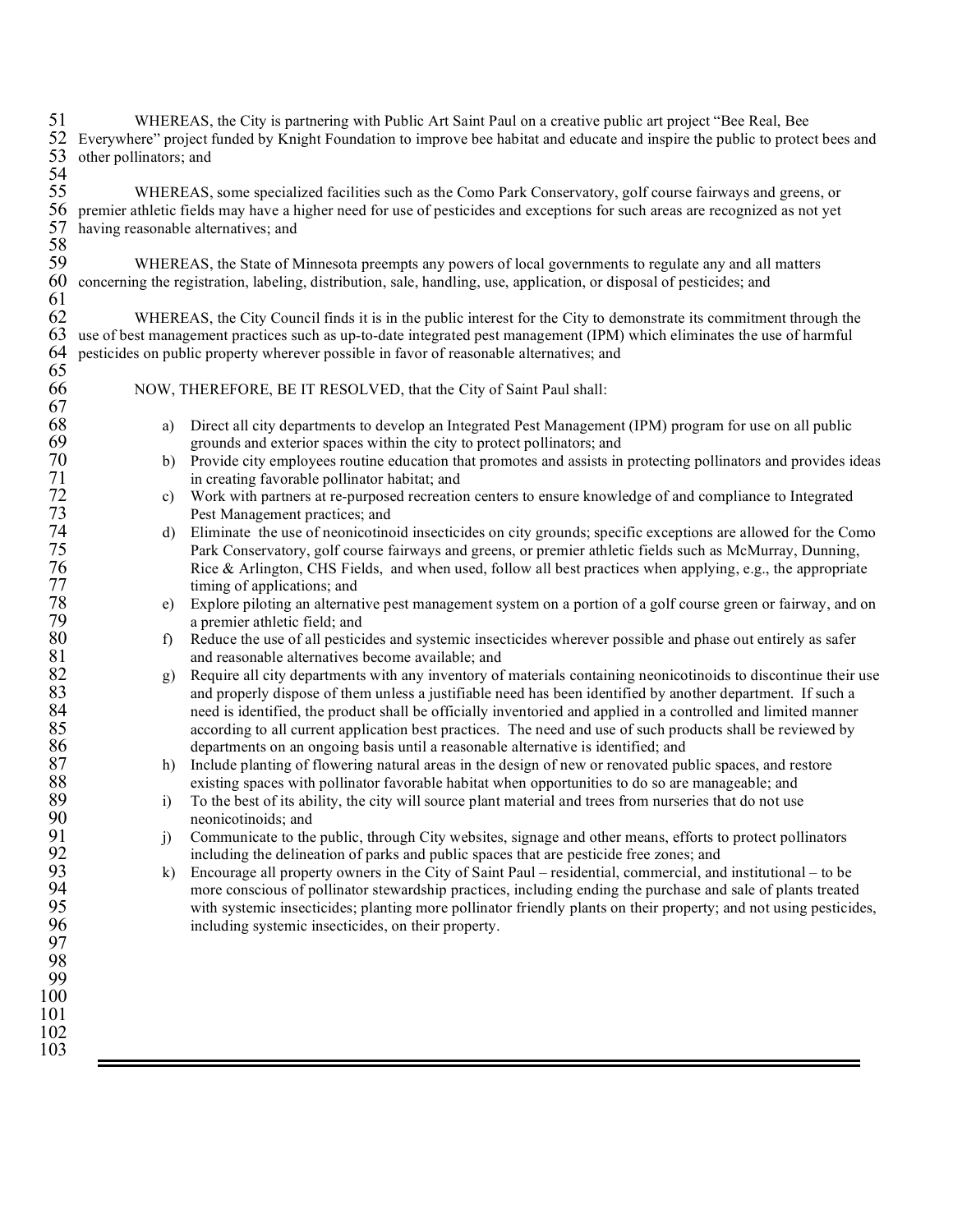WHEREAS, the City is partnering with Public Art Saint Paul on a creative public art project "Bee Real, Bee Everywhere" project funded by Knight Foundation to improve bee habitat and educate and inspire the public to protect bees and other pollinators; and

WHEREAS, some specialized facilities such as the Como Park Conservatory, golf course fairways and greens, or premier athletic fields may have a higher need for use of pesticides and exceptions for such areas are recognized as not yet having reasonable alternatives; and

WHEREAS, the State of Minnesota preempts any powers of local governments to regulate any and all matters concerning the registration, labeling, distribution, sale, handling, use, application, or disposal of pesticides; and

WHEREAS, the City Council finds it is in the public interest for the City to demonstrate its commitment through the use of best management practices such as up-to-date integrated pest management (IPM) which eliminates the use of harmful pesticides on public property wherever possible in favor of reasonable alternatives; and

NOW, THEREFORE, BE IT RESOLVED, that the City of Saint Paul shall:

a) Direct all city departments to develop an Integrated Pest Management (IPM) program for use on all public grounds and exterior spaces within the city to protect pollinators; and
b) Provide city employees routine education that promotes and assists in protecting pollinators and provides ideas in creating favorable pollinator habitat; and
c) Work with partners at re-purposed recreation centers to ensure knowledge of and compliance to Integrated Pest Management practices; and
d) Eliminate the use of neonicotinoid insecticides on city grounds; specific exceptions are allowed for the Como Park Conservatory, golf course fairways and greens, or premier athletic fields such as McMurray, Dunning, Rice & Arlington, CHS Fields, and when used, follow all best practices when applying, e.g., the appropriate timing of applications; and
e) Explore piloting an alternative pest management system on a portion of a golf course green or fairway, and on a premier athletic field; and
f) Reduce the use of all pesticides and systemic insecticides wherever possible and phase out entirely as safer and reasonable alternatives become available; and
g) Require all city departments with any inventory of materials containing neonicotinoids to discontinue their use and properly dispose of them unless a justifiable need has been identified by another department. If such a need is identified, the product shall be officially inventoried and applied in a controlled and limited manner according to all current application best practices. The need and use of such products shall be reviewed by departments on an ongoing basis until a reasonable alternative is identified; and
h) Include planting of flowering natural areas in the design of new or renovated public spaces, and restore existing spaces with pollinator favorable habitat when opportunities to do so are manageable; and
i) To the best of its ability, the city will source plant material and trees from nurseries that do not use neonicotinoids; and
j) Communicate to the public, through City websites, signage and other means, efforts to protect pollinators including the delineation of parks and public spaces that are pesticide free zones; and
k) Encourage all property owners in the City of Saint Paul – residential, commercial, and institutional – to be more conscious of pollinator stewardship practices, including ending the purchase and sale of plants treated with systemic insecticides; planting more pollinator friendly plants on their property; and not using pesticides, including systemic insecticides, on their property.